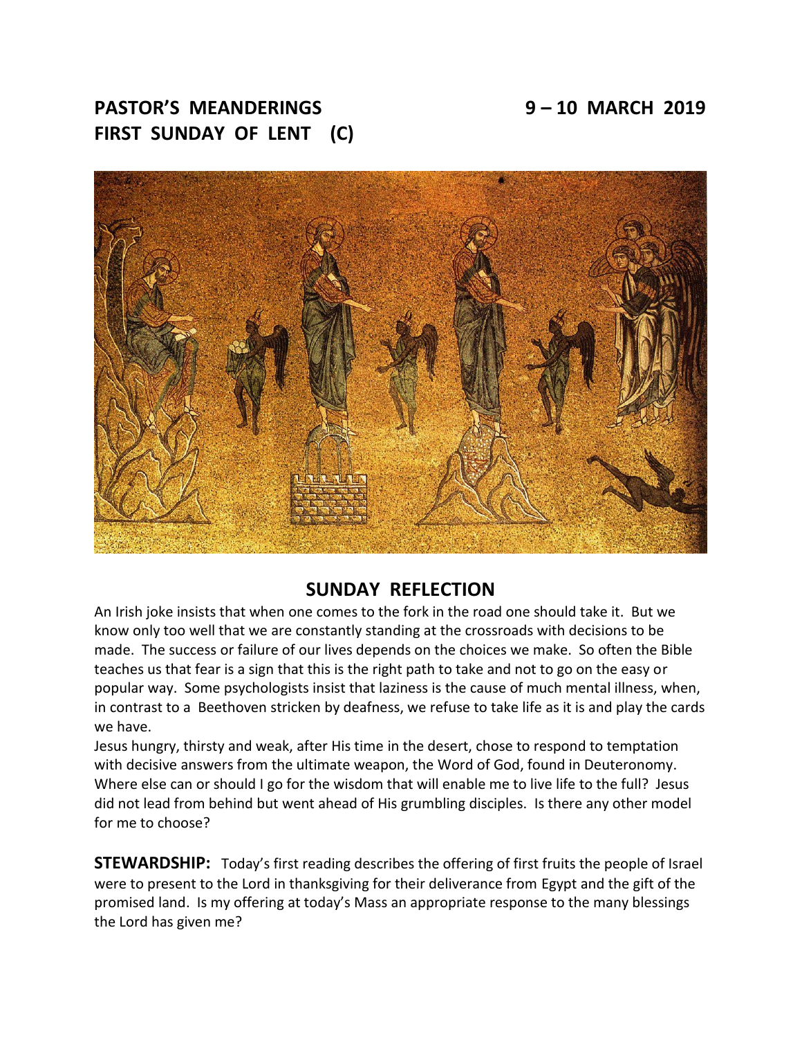**PASTOR'S MEANDERINGS** **9 – 10 MARCH 2019**

**FIRST SUNDAY OF LENT (C)**

## SUNDAY REFLECTION

An Irish joke insists that when one comes to the fork in the road one should take it. But we know only too well that we are constantly standing at the crossroads with decisions to be made. The success or failure of our lives depends on the choices we make. So often the Bible teaches us that fear is a sign that this is the right path to take and not to go on the easy or popular way. Some psychologists insist that laziness is the cause of much mental illness, when, in contrast to a Beethoven stricken by deafness, we refuse to take life as it is and play the cards we have.

Jesus hungry, thirsty and weak, after His time in the desert, chose to respond to temptation with decisive answers from the ultimate weapon, the Word of God, found in Deuteronomy. Where else can or should I go for the wisdom that will enable me to live life to the full? Jesus did not lead from behind but went ahead of His grumbling disciples. Is there any other model for me to choose?

**STEWARDSHIP:** Today's first reading describes the offering of first fruits the people of Israel were to present to the Lord in thanksgiving for their deliverance from Egypt and the gift of the promised land. Is my offering at today's Mass an appropriate response to the many blessings the Lord has given me?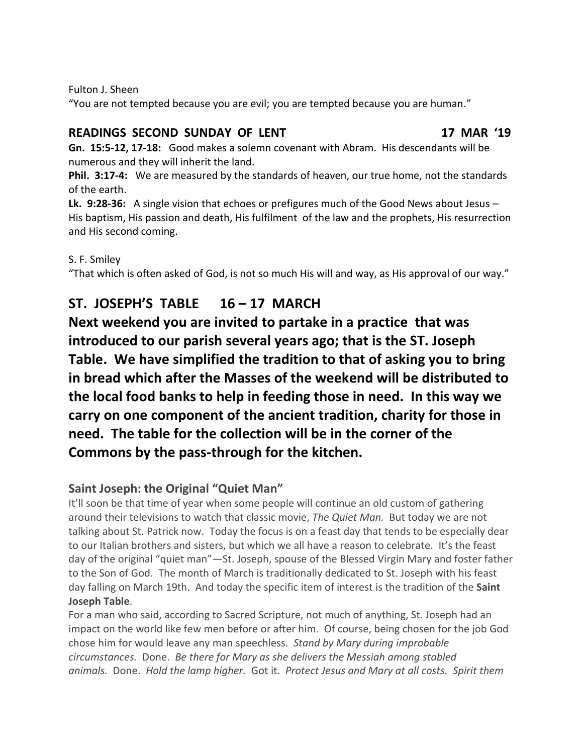Fulton J. Sheen
“You are not tempted because you are evil; you are tempted because you are human.”

**READINGS SECOND SUNDAY OF LENT 17 MAR ‘19**

**Gn. 15:5-12, 17-18:** Good makes a solemn covenant with Abram. His descendants will be numerous and they will inherit the land.

**Phil. 3:17-4:** We are measured by the standards of heaven, our true home, not the standards of the earth.

**Lk. 9:28-36:** A single vision that echoes or prefigures much of the Good News about Jesus – His baptism, His passion and death, His fulfilment of the law and the prophets, His resurrection and His second coming.

S. F. Smiley
“That which is often asked of God, is not so much His will and way, as His approval of our way.”

## ST. JOSEPH’S TABLE 16 – 17 MARCH

**Next weekend you are invited to partake in a practice that was introduced to our parish several years ago; that is the ST. Joseph Table. We have simplified the tradition to that of asking you to bring in bread which after the Masses of the weekend will be distributed to the local food banks to help in feeding those in need. In this way we carry on one component of the ancient tradition, charity for those in need. The table for the collection will be in the corner of the Commons by the pass-through for the kitchen.**

### Saint Joseph: the Original “Quiet Man”

It’ll soon be that time of year when some people will continue an old custom of gathering around their televisions to watch that classic movie, *The Quiet Man.* But today we are not talking about St. Patrick now. Today the focus is on a feast day that tends to be especially dear to our Italian brothers and sisters, but which we all have a reason to celebrate. It’s the feast day of the original “quiet man”—St. Joseph, spouse of the Blessed Virgin Mary and foster father to the Son of God. The month of March is traditionally dedicated to St. Joseph with his feast day falling on March 19th. And today the specific item of interest is the tradition of the **Saint Joseph Table**.

For a man who said, according to Sacred Scripture, not much of anything, St. Joseph had an impact on the world like few men before or after him. Of course, being chosen for the job God chose him for would leave any man speechless. *Stand by Mary during improbable circumstances.* Done. *Be there for Mary as she delivers the Messiah among stabled animals.* Done. *Hold the lamp higher.* Got it. *Protect Jesus and Mary at all costs. Spirit them*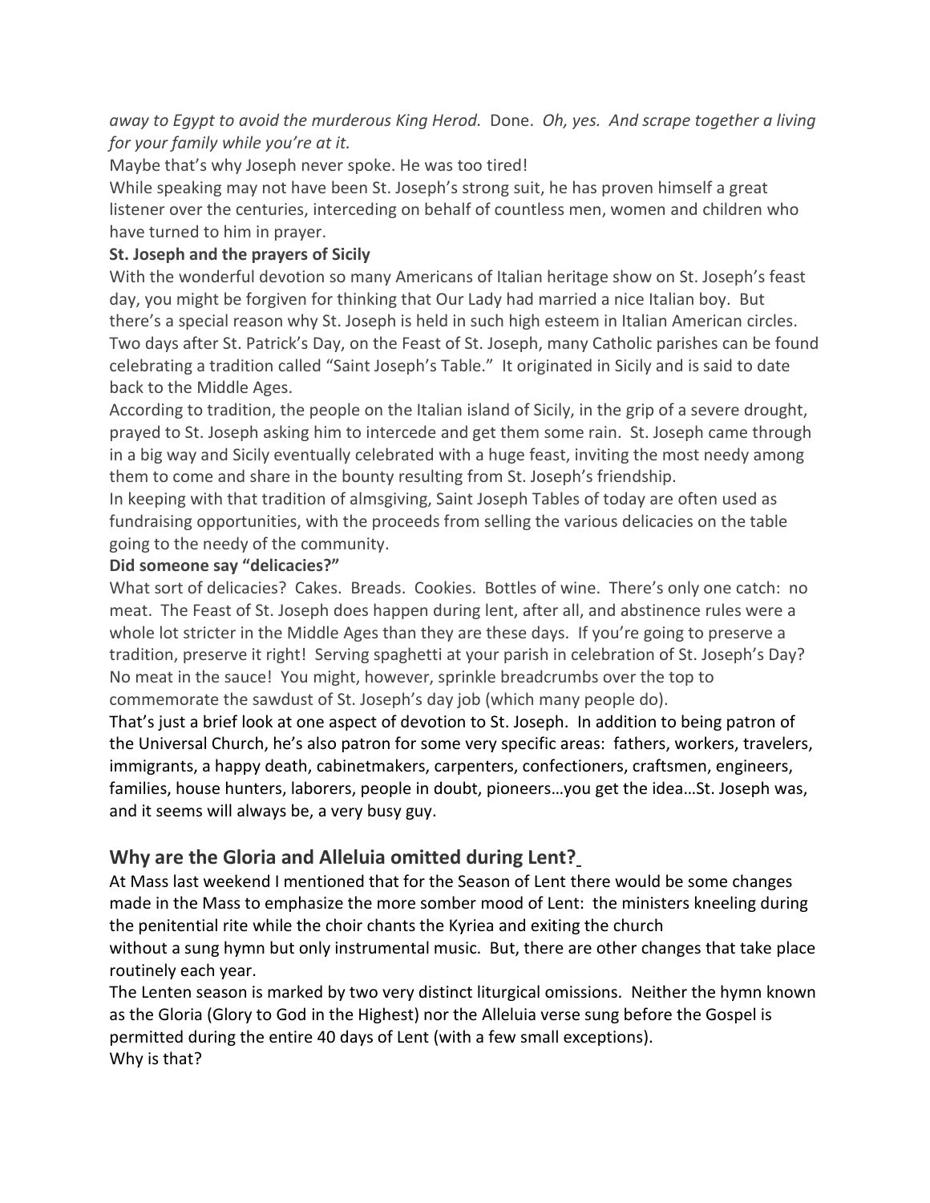*away to Egypt to avoid the murderous King Herod.* Done. *Oh, yes. And scrape together a living for your family while you're at it.*

Maybe that's why Joseph never spoke. He was too tired!

While speaking may not have been St. Joseph's strong suit, he has proven himself a great listener over the centuries, interceding on behalf of countless men, women and children who have turned to him in prayer.

**St. Joseph and the prayers of Sicily**

With the wonderful devotion so many Americans of Italian heritage show on St. Joseph's feast day, you might be forgiven for thinking that Our Lady had married a nice Italian boy. But there's a special reason why St. Joseph is held in such high esteem in Italian American circles. Two days after St. Patrick's Day, on the Feast of St. Joseph, many Catholic parishes can be found celebrating a tradition called "Saint Joseph's Table." It originated in Sicily and is said to date back to the Middle Ages.

According to tradition, the people on the Italian island of Sicily, in the grip of a severe drought, prayed to St. Joseph asking him to intercede and get them some rain. St. Joseph came through in a big way and Sicily eventually celebrated with a huge feast, inviting the most needy among them to come and share in the bounty resulting from St. Joseph's friendship.

In keeping with that tradition of almsgiving, Saint Joseph Tables of today are often used as fundraising opportunities, with the proceeds from selling the various delicacies on the table going to the needy of the community.

**Did someone say "delicacies?"**

What sort of delicacies? Cakes. Breads. Cookies. Bottles of wine. There's only one catch: no meat. The Feast of St. Joseph does happen during lent, after all, and abstinence rules were a whole lot stricter in the Middle Ages than they are these days. If you're going to preserve a tradition, preserve it right! Serving spaghetti at your parish in celebration of St. Joseph's Day? No meat in the sauce! You might, however, sprinkle breadcrumbs over the top to commemorate the sawdust of St. Joseph's day job (which many people do).

That's just a brief look at one aspect of devotion to St. Joseph. In addition to being patron of the Universal Church, he's also patron for some very specific areas: fathers, workers, travelers, immigrants, a happy death, cabinetmakers, carpenters, confectioners, craftsmen, engineers, families, house hunters, laborers, people in doubt, pioneers…you get the idea…St. Joseph was, and it seems will always be, a very busy guy.

## Why are the Gloria and Alleluia omitted during Lent?

At Mass last weekend I mentioned that for the Season of Lent there would be some changes made in the Mass to emphasize the more somber mood of Lent: the ministers kneeling during the penitential rite while the choir chants the Kyriea and exiting the church without a sung hymn but only instrumental music. But, there are other changes that take place routinely each year.

The Lenten season is marked by two very distinct liturgical omissions. Neither the hymn known as the Gloria (Glory to God in the Highest) nor the Alleluia verse sung before the Gospel is permitted during the entire 40 days of Lent (with a few small exceptions).

Why is that?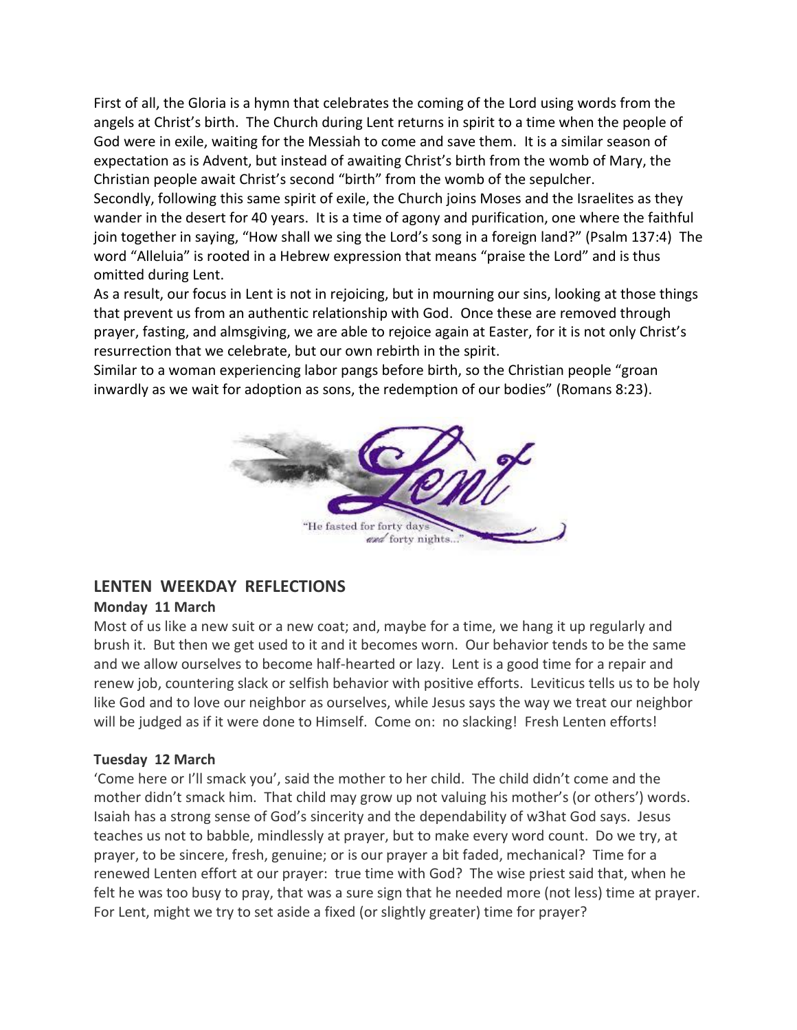First of all, the Gloria is a hymn that celebrates the coming of the Lord using words from the angels at Christ's birth. The Church during Lent returns in spirit to a time when the people of God were in exile, waiting for the Messiah to come and save them. It is a similar season of expectation as is Advent, but instead of awaiting Christ's birth from the womb of Mary, the Christian people await Christ's second "birth" from the womb of the sepulcher.

Secondly, following this same spirit of exile, the Church joins Moses and the Israelites as they wander in the desert for 40 years. It is a time of agony and purification, one where the faithful join together in saying, "How shall we sing the Lord's song in a foreign land?" (Psalm 137:4) The word "Alleluia" is rooted in a Hebrew expression that means "praise the Lord" and is thus omitted during Lent.

As a result, our focus in Lent is not in rejoicing, but in mourning our sins, looking at those things that prevent us from an authentic relationship with God. Once these are removed through prayer, fasting, and almsgiving, we are able to rejoice again at Easter, for it is not only Christ's resurrection that we celebrate, but our own rebirth in the spirit.

Similar to a woman experiencing labor pangs before birth, so the Christian people "groan inwardly as we wait for adoption as sons, the redemption of our bodies" (Romans 8:23).

Lent

"He fasted for forty days and forty nights..."

## LENTEN WEEKDAY REFLECTIONS

**Monday 11 March**

Most of us like a new suit or a new coat; and, maybe for a time, we hang it up regularly and brush it. But then we get used to it and it becomes worn. Our behavior tends to be the same and we allow ourselves to become half-hearted or lazy. Lent is a good time for a repair and renew job, countering slack or selfish behavior with positive efforts. Leviticus tells us to be holy like God and to love our neighbor as ourselves, while Jesus says the way we treat our neighbor will be judged as if it were done to Himself. Come on: no slacking! Fresh Lenten efforts!

**Tuesday 12 March**

'Come here or I'll smack you', said the mother to her child. The child didn't come and the mother didn't smack him. That child may grow up not valuing his mother's (or others') words. Isaiah has a strong sense of God's sincerity and the dependability of w3hat God says. Jesus teaches us not to babble, mindlessly at prayer, but to make every word count. Do we try, at prayer, to be sincere, fresh, genuine; or is our prayer a bit faded, mechanical? Time for a renewed Lenten effort at our prayer: true time with God? The wise priest said that, when he felt he was too busy to pray, that was a sure sign that he needed more (not less) time at prayer. For Lent, might we try to set aside a fixed (or slightly greater) time for prayer?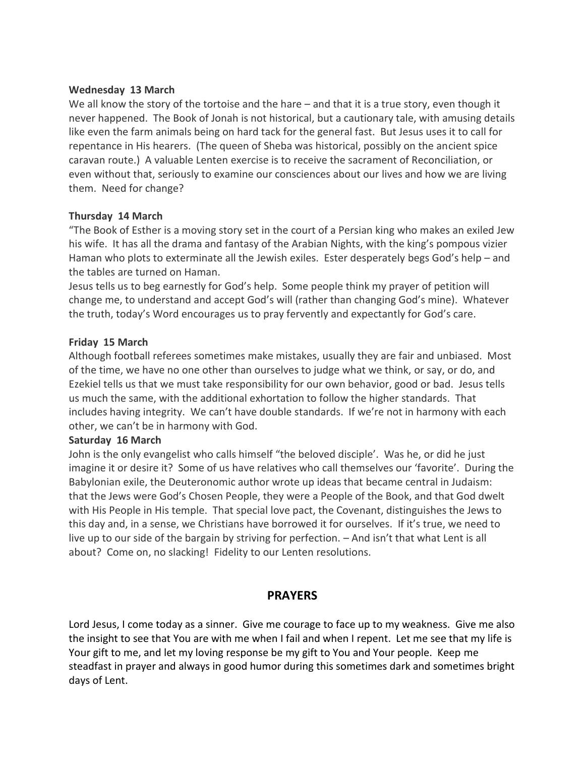**Wednesday  13 March**

We all know the story of the tortoise and the hare – and that it is a true story, even though it never happened.  The Book of Jonah is not historical, but a cautionary tale, with amusing details like even the farm animals being on hard tack for the general fast.  But Jesus uses it to call for repentance in His hearers.  (The queen of Sheba was historical, possibly on the ancient spice caravan route.)  A valuable Lenten exercise is to receive the sacrament of Reconciliation, or even without that, seriously to examine our consciences about our lives and how we are living them.  Need for change?

**Thursday  14 March**

"The Book of Esther is a moving story set in the court of a Persian king who makes an exiled Jew his wife.  It has all the drama and fantasy of the Arabian Nights, with the king's pompous vizier Haman who plots to exterminate all the Jewish exiles.  Ester desperately begs God's help – and the tables are turned on Haman.

Jesus tells us to beg earnestly for God's help.  Some people think my prayer of petition will change me, to understand and accept God's will (rather than changing God's mine).  Whatever the truth, today's Word encourages us to pray fervently and expectantly for God's care.

**Friday  15 March**

Although football referees sometimes make mistakes, usually they are fair and unbiased.  Most of the time, we have no one other than ourselves to judge what we think, or say, or do, and Ezekiel tells us that we must take responsibility for our own behavior, good or bad.  Jesus tells us much the same, with the additional exhortation to follow the higher standards.  That includes having integrity.  We can't have double standards.  If we're not in harmony with each other, we can't be in harmony with God.

**Saturday  16 March**

John is the only evangelist who calls himself "the beloved disciple'.  Was he, or did he just imagine it or desire it?  Some of us have relatives who call themselves our 'favorite'.  During the Babylonian exile, the Deuteronomic author wrote up ideas that became central in Judaism: that the Jews were God's Chosen People, they were a People of the Book, and that God dwelt with His People in His temple.  That special love pact, the Covenant, distinguishes the Jews to this day and, in a sense, we Christians have borrowed it for ourselves.  If it's true, we need to live up to our side of the bargain by striving for perfection. – And isn't that what Lent is all about?  Come on, no slacking!  Fidelity to our Lenten resolutions.

## PRAYERS

Lord Jesus, I come today as a sinner.  Give me courage to face up to my weakness.  Give me also the insight to see that You are with me when I fail and when I repent.  Let me see that my life is Your gift to me, and let my loving response be my gift to You and Your people.  Keep me steadfast in prayer and always in good humor during this sometimes dark and sometimes bright days of Lent.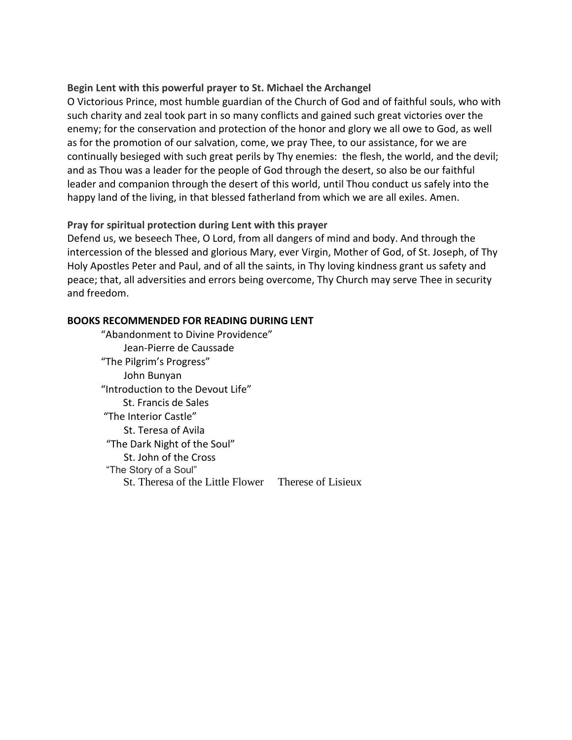**Begin Lent with this powerful prayer to St. Michael the Archangel**

O Victorious Prince, most humble guardian of the Church of God and of faithful souls, who with such charity and zeal took part in so many conflicts and gained such great victories over the enemy; for the conservation and protection of the honor and glory we all owe to God, as well as for the promotion of our salvation, come, we pray Thee, to our assistance, for we are continually besieged with such great perils by Thy enemies: the flesh, the world, and the devil; and as Thou was a leader for the people of God through the desert, so also be our faithful leader and companion through the desert of this world, until Thou conduct us safely into the happy land of the living, in that blessed fatherland from which we are all exiles. Amen.

**Pray for spiritual protection during Lent with this prayer**

Defend us, we beseech Thee, O Lord, from all dangers of mind and body. And through the intercession of the blessed and glorious Mary, ever Virgin, Mother of God, of St. Joseph, of Thy Holy Apostles Peter and Paul, and of all the saints, in Thy loving kindness grant us safety and peace; that, all adversities and errors being overcome, Thy Church may serve Thee in security and freedom.

**BOOKS RECOMMENDED FOR READING DURING LENT**

"Abandonment to Divine Providence"
Jean-Pierre de Caussade

"The Pilgrim's Progress"
John Bunyan

"Introduction to the Devout Life"
St. Francis de Sales

"The Interior Castle"
St. Teresa of Avila

"The Dark Night of the Soul"
St. John of the Cross

"The Story of a Soul"
St. Theresa of the Little Flower Therese of Lisieux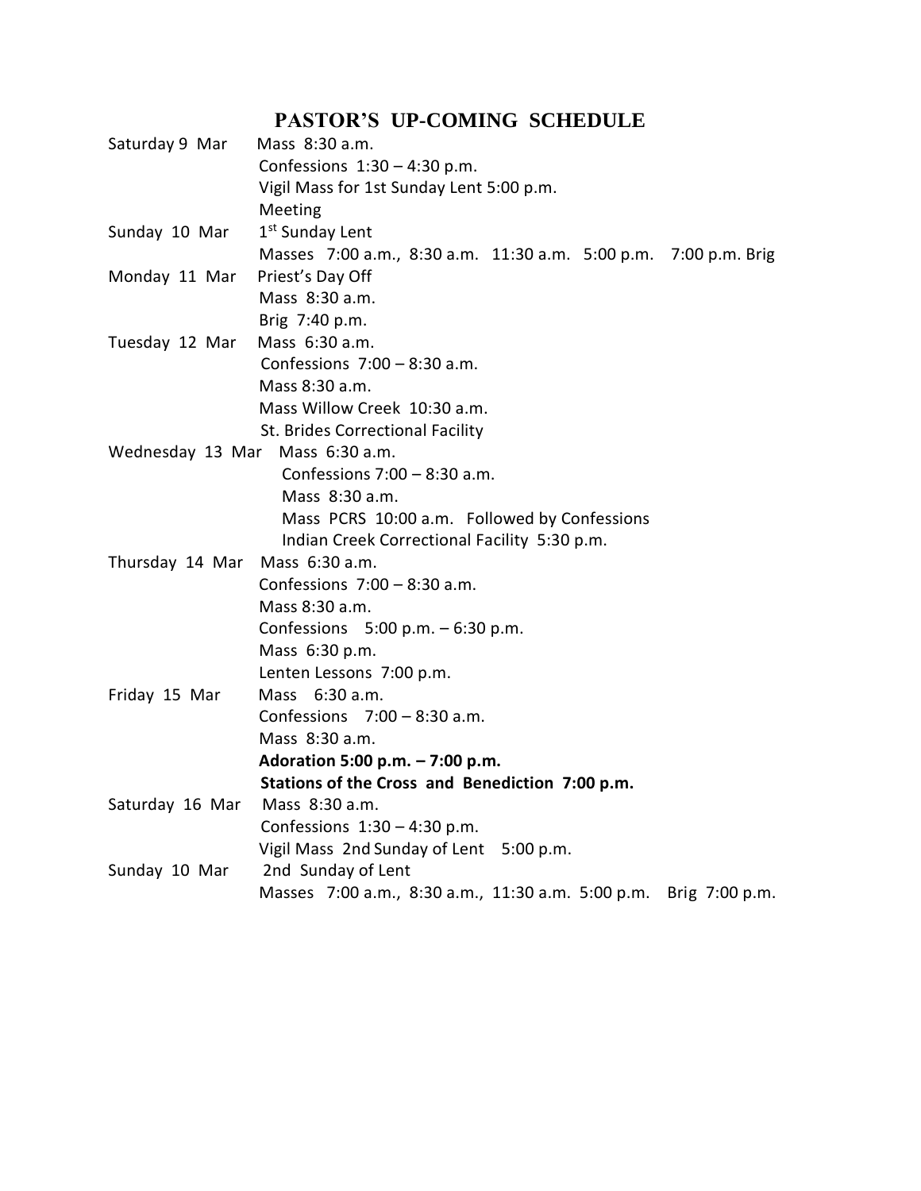# PASTOR'S UP-COMING SCHEDULE

| | |
|---|---|
| Saturday 9 Mar | Mass 8:30 a.m. |
| | Confessions 1:30 – 4:30 p.m. |
| | Vigil Mass for 1st Sunday Lent 5:00 p.m. |
| | Meeting |
| Sunday 10 Mar | 1st Sunday Lent |
| | Masses 7:00 a.m., 8:30 a.m. 11:30 a.m. 5:00 p.m. 7:00 p.m. Brig |
| Monday 11 Mar | Priest's Day Off |
| | Mass 8:30 a.m. |
| | Brig 7:40 p.m. |
| Tuesday 12 Mar | Mass 6:30 a.m. |
| | Confessions 7:00 – 8:30 a.m. |
| | Mass 8:30 a.m. |
| | Mass Willow Creek 10:30 a.m. |
| | St. Brides Correctional Facility |
| Wednesday 13 Mar | Mass 6:30 a.m. |
| | Confessions 7:00 – 8:30 a.m. |
| | Mass 8:30 a.m. |
| | Mass PCRS 10:00 a.m. Followed by Confessions |
| | Indian Creek Correctional Facility 5:30 p.m. |
| Thursday 14 Mar | Mass 6:30 a.m. |
| | Confessions 7:00 – 8:30 a.m. |
| | Mass 8:30 a.m. |
| | Confessions 5:00 p.m. – 6:30 p.m. |
| | Mass 6:30 p.m. |
| | Lenten Lessons 7:00 p.m. |
| Friday 15 Mar | Mass 6:30 a.m. |
| | Confessions 7:00 – 8:30 a.m. |
| | Mass 8:30 a.m. |
| | **Adoration 5:00 p.m. – 7:00 p.m.** |
| | **Stations of the Cross and Benediction 7:00 p.m.** |
| Saturday 16 Mar | Mass 8:30 a.m. |
| | Confessions 1:30 – 4:30 p.m. |
| | Vigil Mass 2nd Sunday of Lent 5:00 p.m. |
| Sunday 10 Mar | 2nd Sunday of Lent |
| | Masses 7:00 a.m., 8:30 a.m., 11:30 a.m. 5:00 p.m. Brig 7:00 p.m. |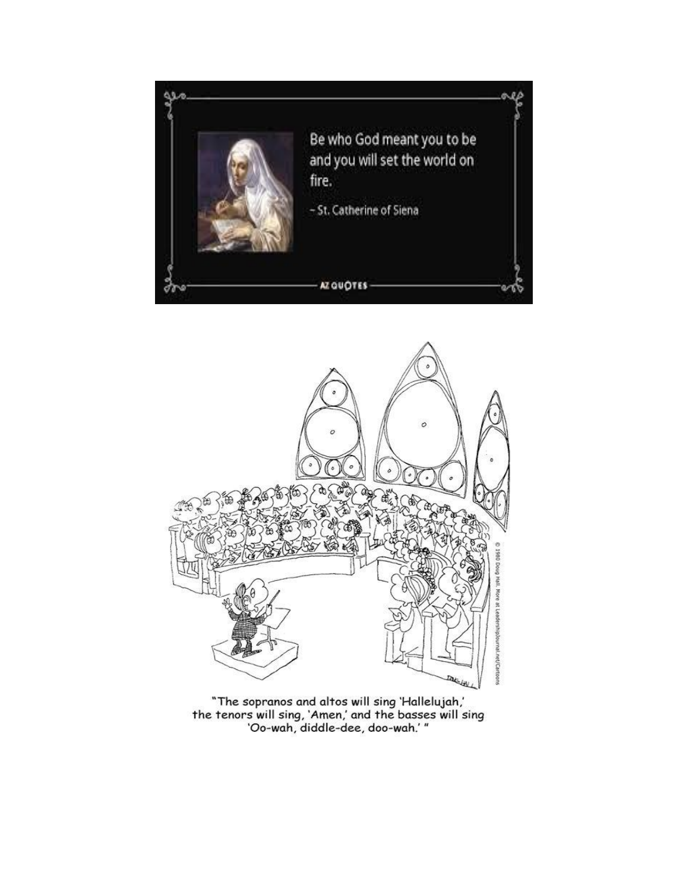Be who God meant you to be and you will set the world on fire.

~ St. Catherine of Siena

AZ QUOTES

© 1980 Doug Hall. More at LeadershipJournal.net/Cartoons

"The sopranos and altos will sing 'Hallelujah,' the tenors will sing, 'Amen,' and the basses will sing 'Oo-wah, diddle-dee, doo-wah.' "